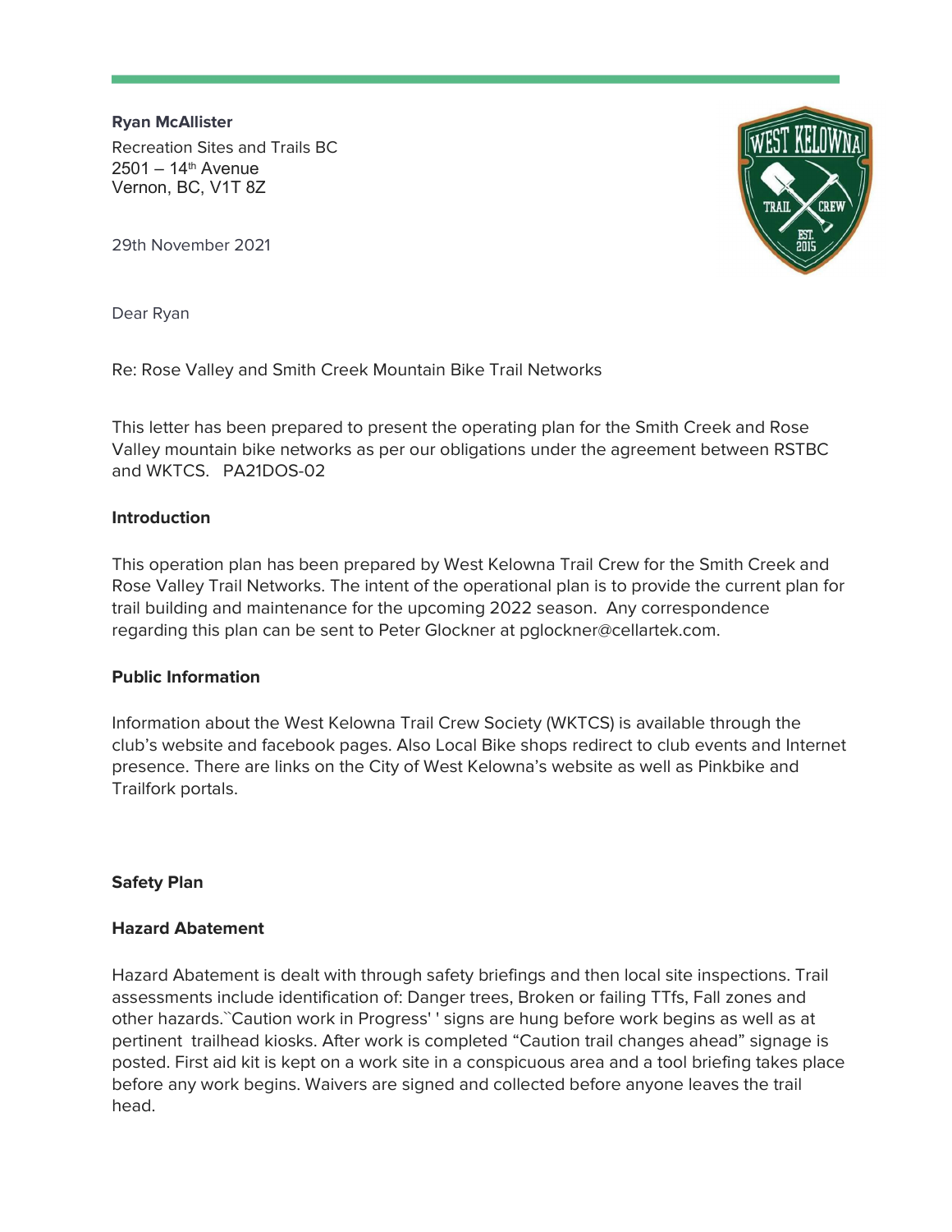**Ryan McAllister**
Recreation Sites and Trails BC
2501 – 14th Avenue
Vernon, BC, V1T 8Z

29th November 2021

Dear Ryan

Re: Rose Valley and Smith Creek Mountain Bike Trail Networks

This letter has been prepared to present the operating plan for the Smith Creek and Rose Valley mountain bike networks as per our obligations under the agreement between RSTBC and WKTCS. PA21DOS-02

**Introduction**

This operation plan has been prepared by West Kelowna Trail Crew for the Smith Creek and Rose Valley Trail Networks. The intent of the operational plan is to provide the current plan for trail building and maintenance for the upcoming 2022 season. Any correspondence regarding this plan can be sent to Peter Glockner at pglockner@cellartek.com.

**Public Information**

Information about the West Kelowna Trail Crew Society (WKTCS) is available through the club's website and facebook pages. Also Local Bike shops redirect to club events and Internet presence. There are links on the City of West Kelowna's website as well as Pinkbike and Trailfork portals.

**Safety Plan**

**Hazard Abatement**

Hazard Abatement is dealt with through safety briefings and then local site inspections. Trail assessments include identification of: Danger trees, Broken or failing TTfs, Fall zones and other hazards.``Caution work in Progress' ' signs are hung before work begins as well as at pertinent trailhead kiosks. After work is completed "Caution trail changes ahead" signage is posted. First aid kit is kept on a work site in a conspicuous area and a tool briefing takes place before any work begins. Waivers are signed and collected before anyone leaves the trail head.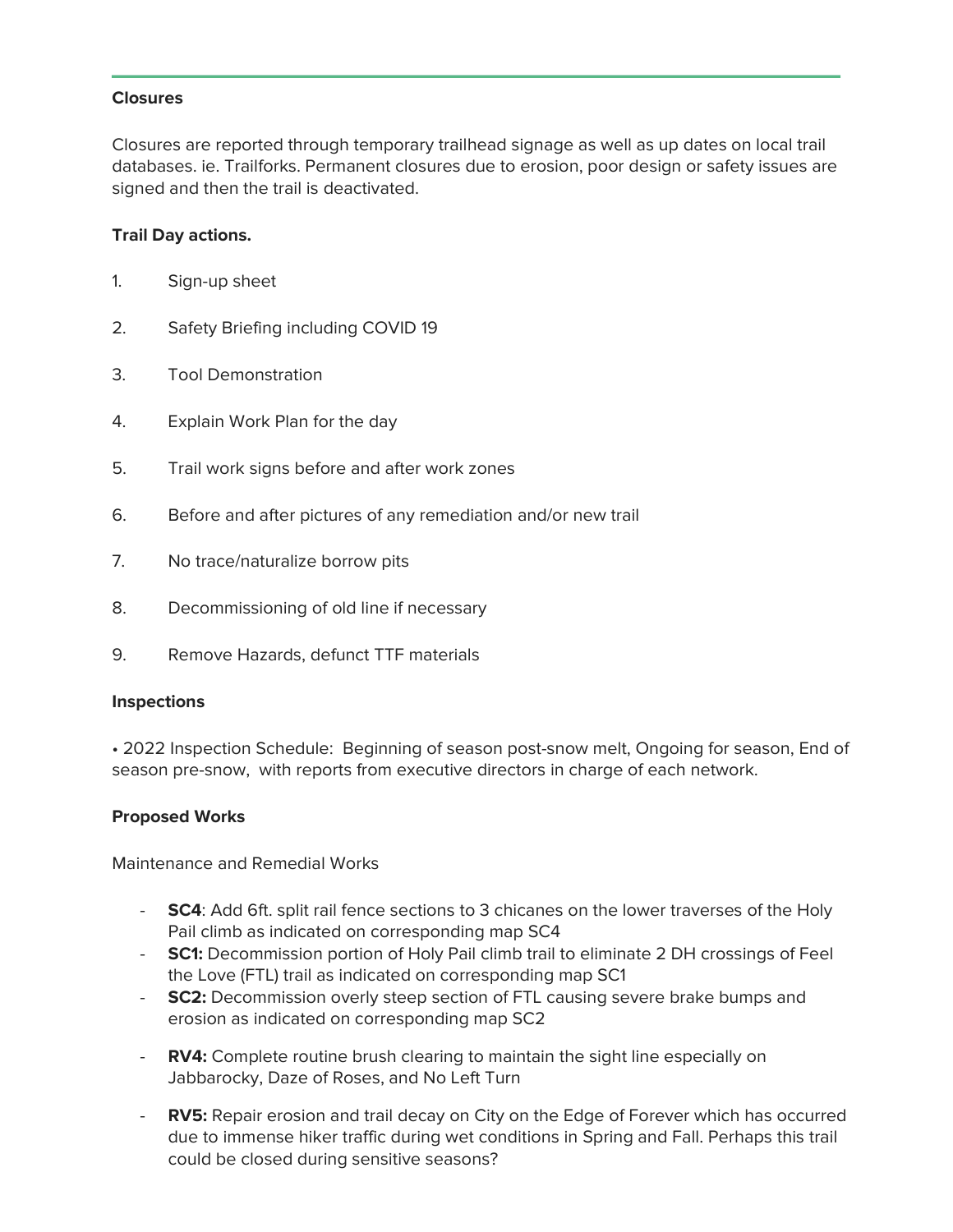**Closures**

Closures are reported through temporary trailhead signage as well as up dates on local trail databases. ie. Trailforks. Permanent closures due to erosion, poor design or safety issues are signed and then the trail is deactivated.

**Trail Day actions.**

1. Sign-up sheet
2. Safety Briefing including COVID 19
3. Tool Demonstration
4. Explain Work Plan for the day
5. Trail work signs before and after work zones
6. Before and after pictures of any remediation and/or new trail
7. No trace/naturalize borrow pits
8. Decommissioning of old line if necessary
9. Remove Hazards, defunct TTF materials

**Inspections**

• 2022 Inspection Schedule: Beginning of season post-snow melt, Ongoing for season, End of season pre-snow, with reports from executive directors in charge of each network.

**Proposed Works**

Maintenance and Remedial Works

- **SC4**: Add 6ft. split rail fence sections to 3 chicanes on the lower traverses of the Holy Pail climb as indicated on corresponding map SC4
- **SC1:** Decommission portion of Holy Pail climb trail to eliminate 2 DH crossings of Feel the Love (FTL) trail as indicated on corresponding map SC1
- **SC2:** Decommission overly steep section of FTL causing severe brake bumps and erosion as indicated on corresponding map SC2
- **RV4:** Complete routine brush clearing to maintain the sight line especially on Jabbarocky, Daze of Roses, and No Left Turn
- **RV5:** Repair erosion and trail decay on City on the Edge of Forever which has occurred due to immense hiker traffic during wet conditions in Spring and Fall. Perhaps this trail could be closed during sensitive seasons?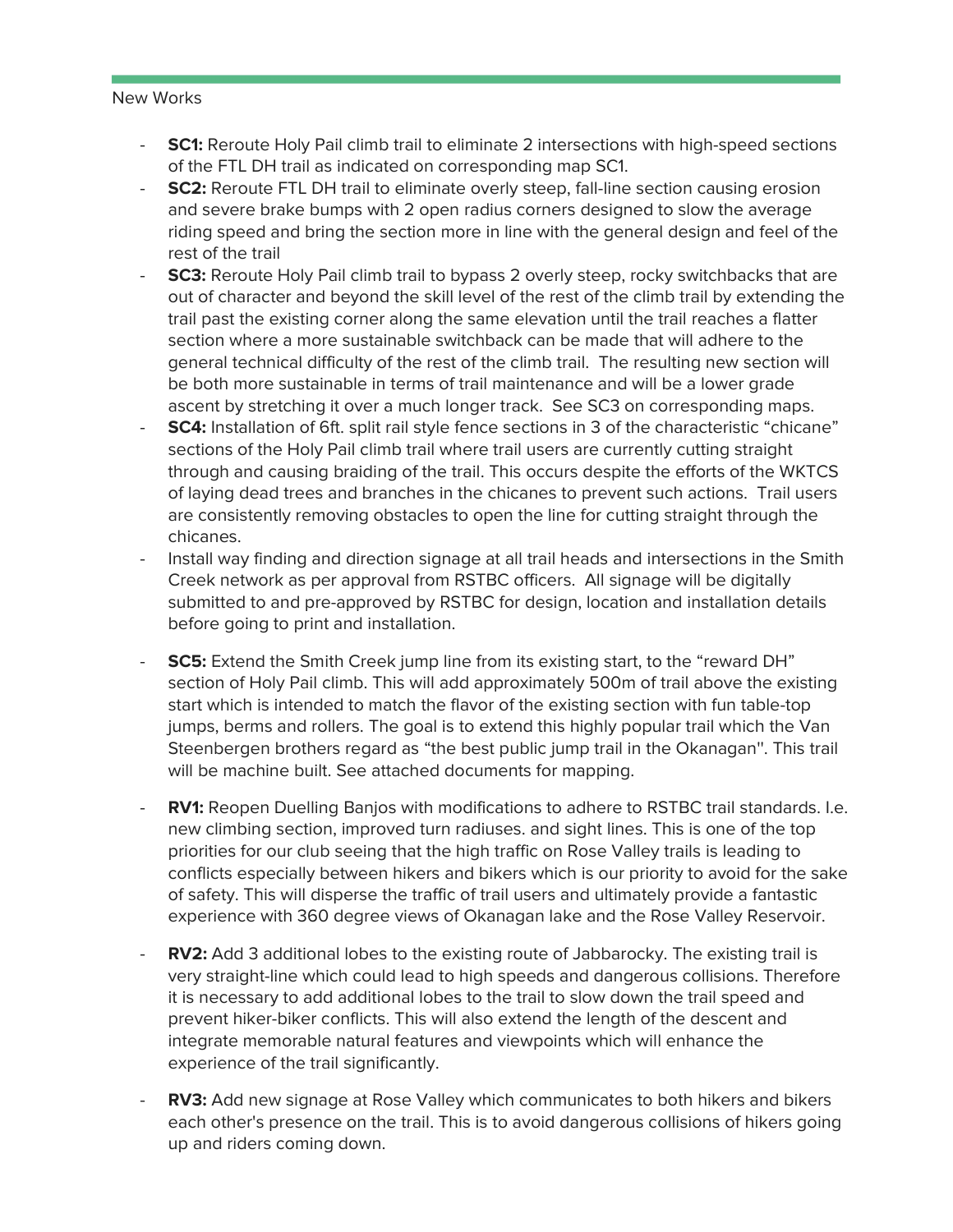New Works

- **SC1:** Reroute Holy Pail climb trail to eliminate 2 intersections with high-speed sections of the FTL DH trail as indicated on corresponding map SC1.
- **SC2:** Reroute FTL DH trail to eliminate overly steep, fall-line section causing erosion and severe brake bumps with 2 open radius corners designed to slow the average riding speed and bring the section more in line with the general design and feel of the rest of the trail
- **SC3:** Reroute Holy Pail climb trail to bypass 2 overly steep, rocky switchbacks that are out of character and beyond the skill level of the rest of the climb trail by extending the trail past the existing corner along the same elevation until the trail reaches a flatter section where a more sustainable switchback can be made that will adhere to the general technical difficulty of the rest of the climb trail. The resulting new section will be both more sustainable in terms of trail maintenance and will be a lower grade ascent by stretching it over a much longer track. See SC3 on corresponding maps.
- **SC4:** Installation of 6ft. split rail style fence sections in 3 of the characteristic "chicane" sections of the Holy Pail climb trail where trail users are currently cutting straight through and causing braiding of the trail. This occurs despite the efforts of the WKTCS of laying dead trees and branches in the chicanes to prevent such actions. Trail users are consistently removing obstacles to open the line for cutting straight through the chicanes.
- Install way finding and direction signage at all trail heads and intersections in the Smith Creek network as per approval from RSTBC officers. All signage will be digitally submitted to and pre-approved by RSTBC for design, location and installation details before going to print and installation.
- **SC5:** Extend the Smith Creek jump line from its existing start, to the "reward DH" section of Holy Pail climb. This will add approximately 500m of trail above the existing start which is intended to match the flavor of the existing section with fun table-top jumps, berms and rollers. The goal is to extend this highly popular trail which the Van Steenbergen brothers regard as "the best public jump trail in the Okanagan". This trail will be machine built. See attached documents for mapping.
- **RV1:** Reopen Duelling Banjos with modifications to adhere to RSTBC trail standards. I.e. new climbing section, improved turn radiuses. and sight lines. This is one of the top priorities for our club seeing that the high traffic on Rose Valley trails is leading to conflicts especially between hikers and bikers which is our priority to avoid for the sake of safety. This will disperse the traffic of trail users and ultimately provide a fantastic experience with 360 degree views of Okanagan lake and the Rose Valley Reservoir.
- **RV2:** Add 3 additional lobes to the existing route of Jabbarocky. The existing trail is very straight-line which could lead to high speeds and dangerous collisions. Therefore it is necessary to add additional lobes to the trail to slow down the trail speed and prevent hiker-biker conflicts. This will also extend the length of the descent and integrate memorable natural features and viewpoints which will enhance the experience of the trail significantly.
- **RV3:** Add new signage at Rose Valley which communicates to both hikers and bikers each other's presence on the trail. This is to avoid dangerous collisions of hikers going up and riders coming down.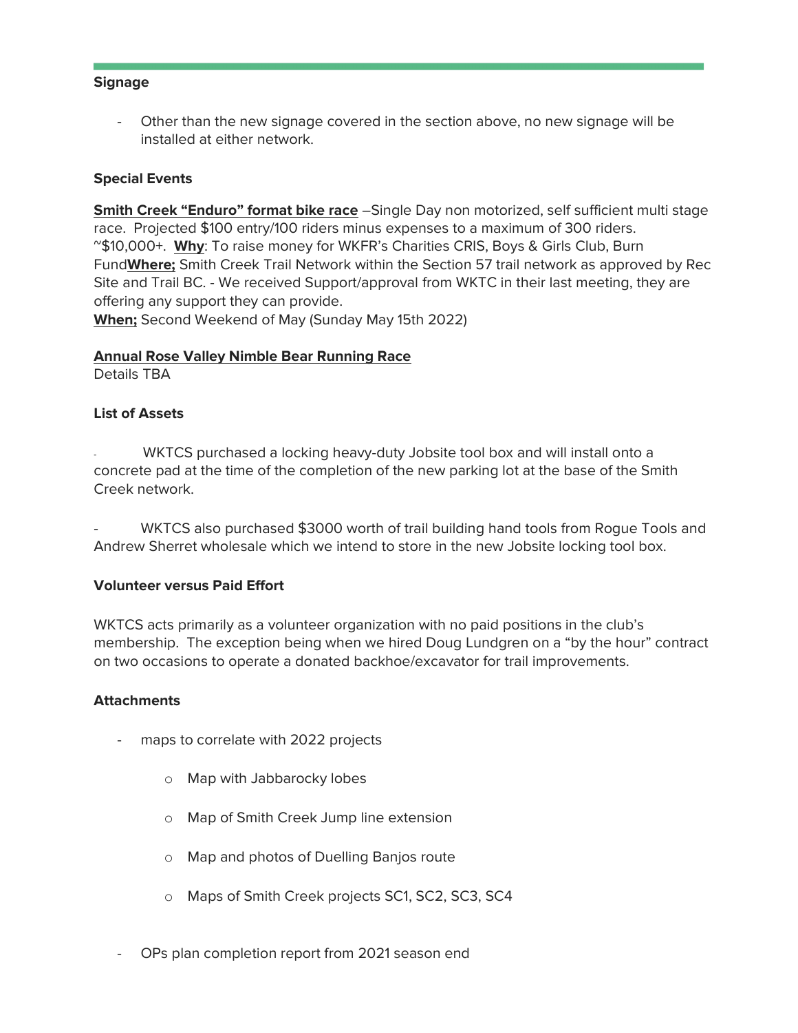**Signage**

- Other than the new signage covered in the section above, no new signage will be installed at either network.

**Special Events**

**Smith Creek "Enduro" format bike race** –Single Day non motorized, self sufficient multi stage race. Projected $100 entry/100 riders minus expenses to a maximum of 300 riders. ~$10,000+. **Why**: To raise money for WKFR's Charities CRIS, Boys & Girls Club, Burn Fund**Where;** Smith Creek Trail Network within the Section 57 trail network as approved by Rec Site and Trail BC. - We received Support/approval from WKTC in their last meeting, they are offering any support they can provide.
**When;** Second Weekend of May (Sunday May 15th 2022)

**Annual Rose Valley Nimble Bear Running Race**
Details TBA

**List of Assets**

- WKTCS purchased a locking heavy-duty Jobsite tool box and will install onto a concrete pad at the time of the completion of the new parking lot at the base of the Smith Creek network.

- WKTCS also purchased $3000 worth of trail building hand tools from Rogue Tools and Andrew Sherret wholesale which we intend to store in the new Jobsite locking tool box.

**Volunteer versus Paid Effort**

WKTCS acts primarily as a volunteer organization with no paid positions in the club's membership. The exception being when we hired Doug Lundgren on a "by the hour" contract on two occasions to operate a donated backhoe/excavator for trail improvements.

**Attachments**

- maps to correlate with 2022 projects
  - Map with Jabbarocky lobes
  - Map of Smith Creek Jump line extension
  - Map and photos of Duelling Banjos route
  - Maps of Smith Creek projects SC1, SC2, SC3, SC4
- OPs plan completion report from 2021 season end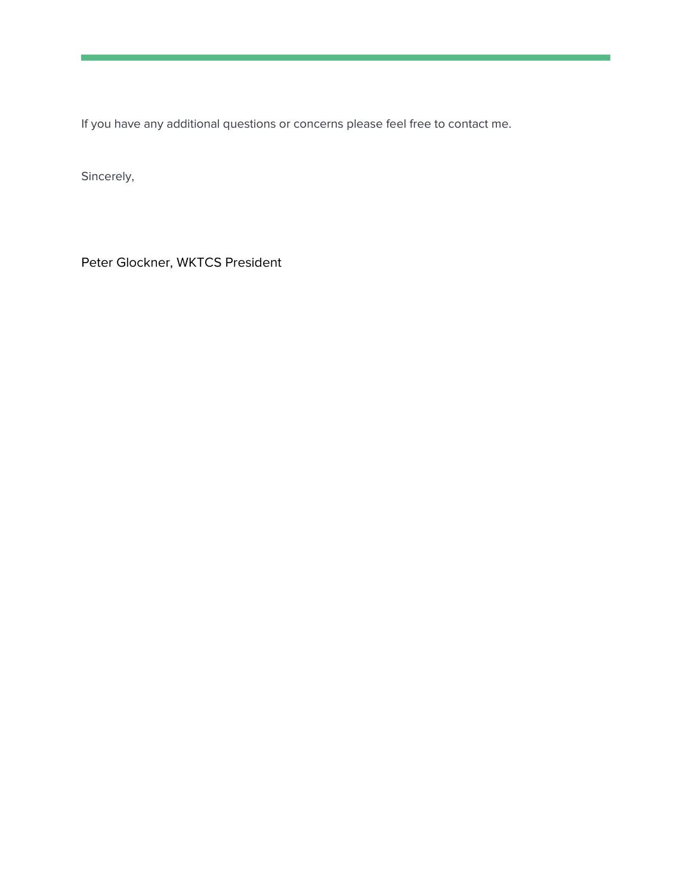If you have any additional questions or concerns please feel free to contact me.

Sincerely,

Peter Glockner, WKTCS President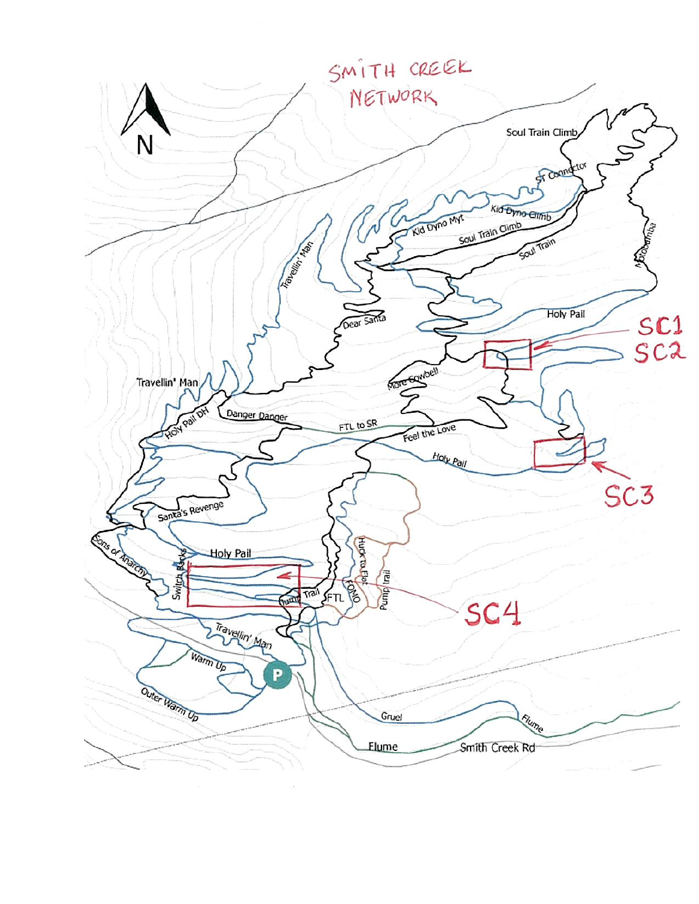# SMITH CREEK NETWORK

N

Soul Train Climb

ST Connector

Kid Dyno Climb

Kid Dyno Myt

Soul Train Climb

Soul Train

Moroomba

Travellin' Man

Dear Santa

Holy Pail

SC1

SC2

More Cowbell

Travellin' Man

Holy Pail DH

Danger Danger

FTL to SR

Feel the Love

Holy Pail

SC3

Santa's Revenge

Sons of Anarchy

Switch Backs

Holy Pail

Huck to Flat

Pump Trail

FOMO

FTL

Pump Trail

SC4

Travellin' Man

Warm Up

P

Outer Warm Up

Gruel

Flume

Flume

Smith Creek Rd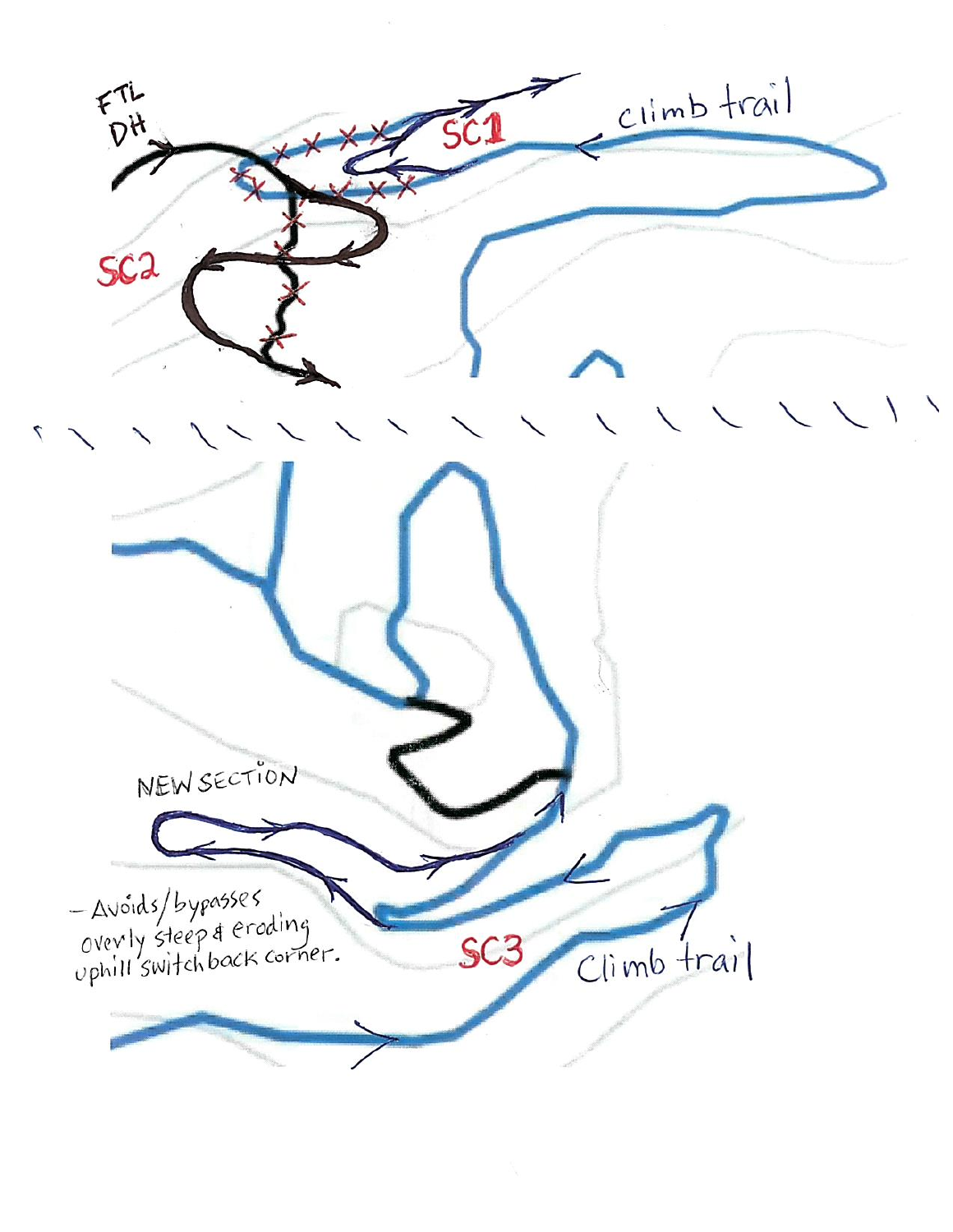FTL DH

SC1

climb trail

SC2

NEW SECTION

- Avoids/bypasses overly steep & eroding uphill switchback corner.

SC3

Climb trail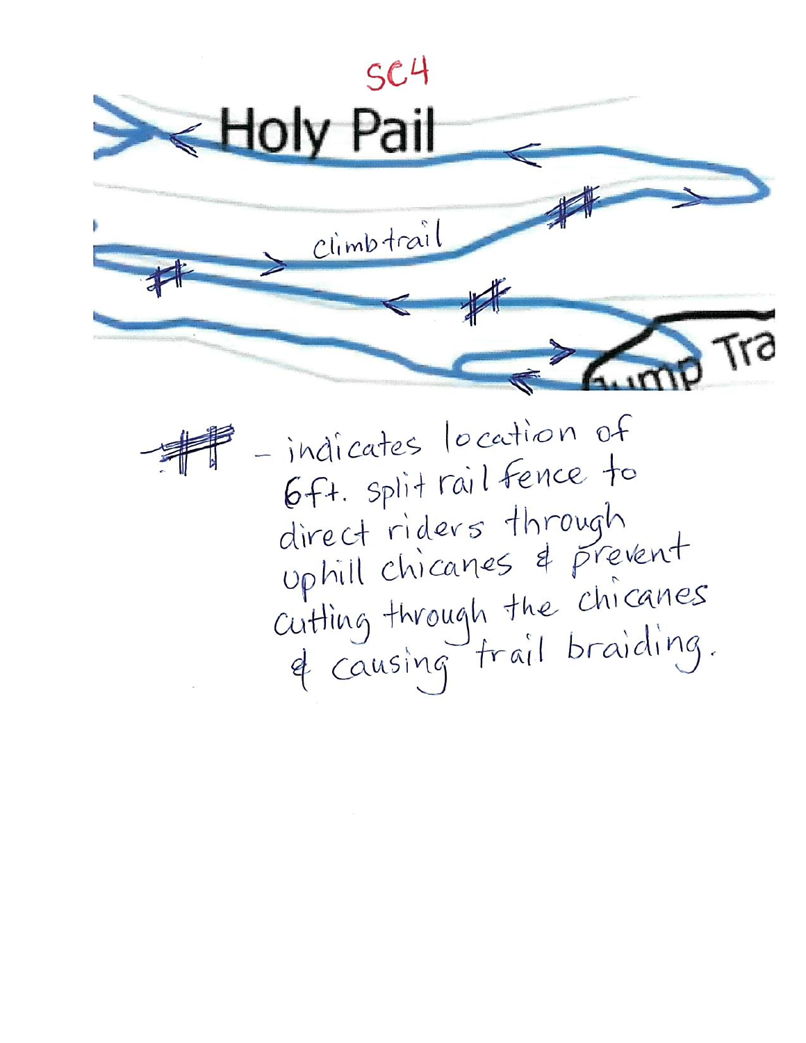SC4

Holy Pail

climb trail

Jump Tra

# - indicates location of 6ft. split rail fence to direct riders through uphill chicanes & prevent cutting through the chicanes & causing trail braiding.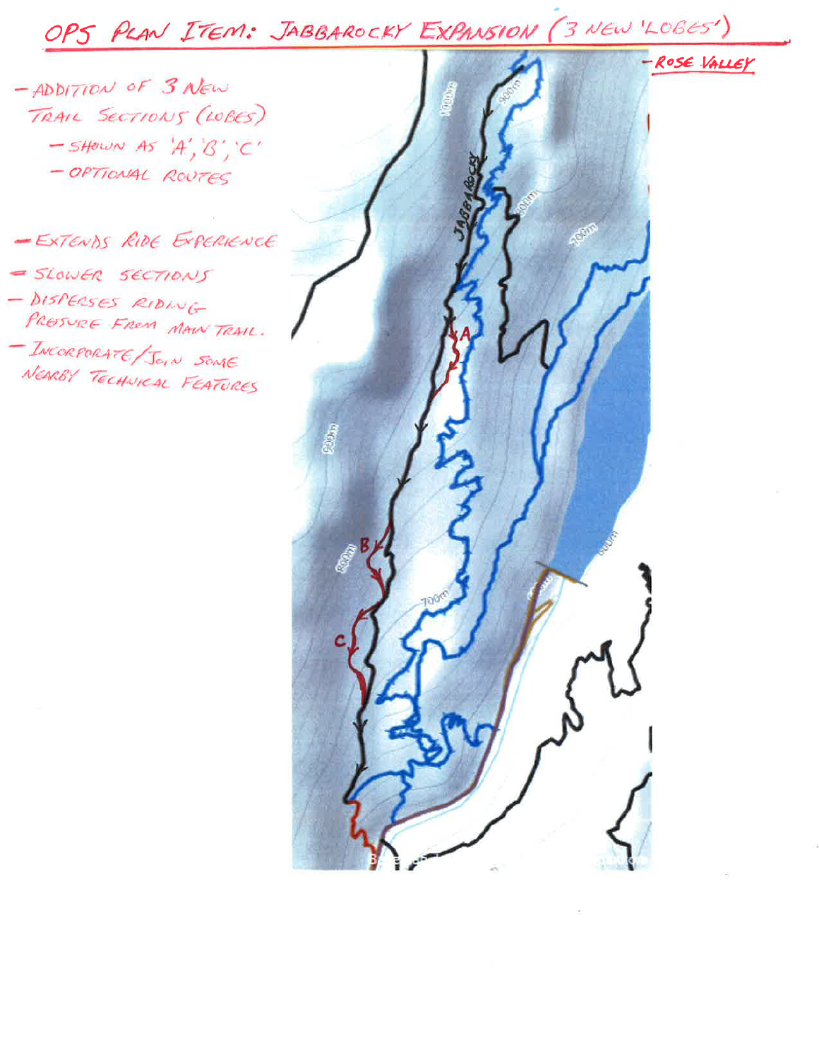# OPS PLAN ITEM: JABBAROCKY EXPANSION (3 NEW 'LOBES')

- ADDITION OF 3 NEW TRAIL SECTIONS (LOBES)
  - SHOWN AS 'A', 'B', 'C'
  - OPTIONAL ROUTES

- EXTENDS RIDE EXPERIENCE
- SLOWER SECTIONS
- DISPERSES RIDING PRESSURE FROM MAIN TRAIL.
- INCORPORATE/JOIN SOME NEARBY TECHNICAL FEATURES

- ROSE VALLEY

JABBAROCKY

A

B

C

1000m

900m

800m

700m

600m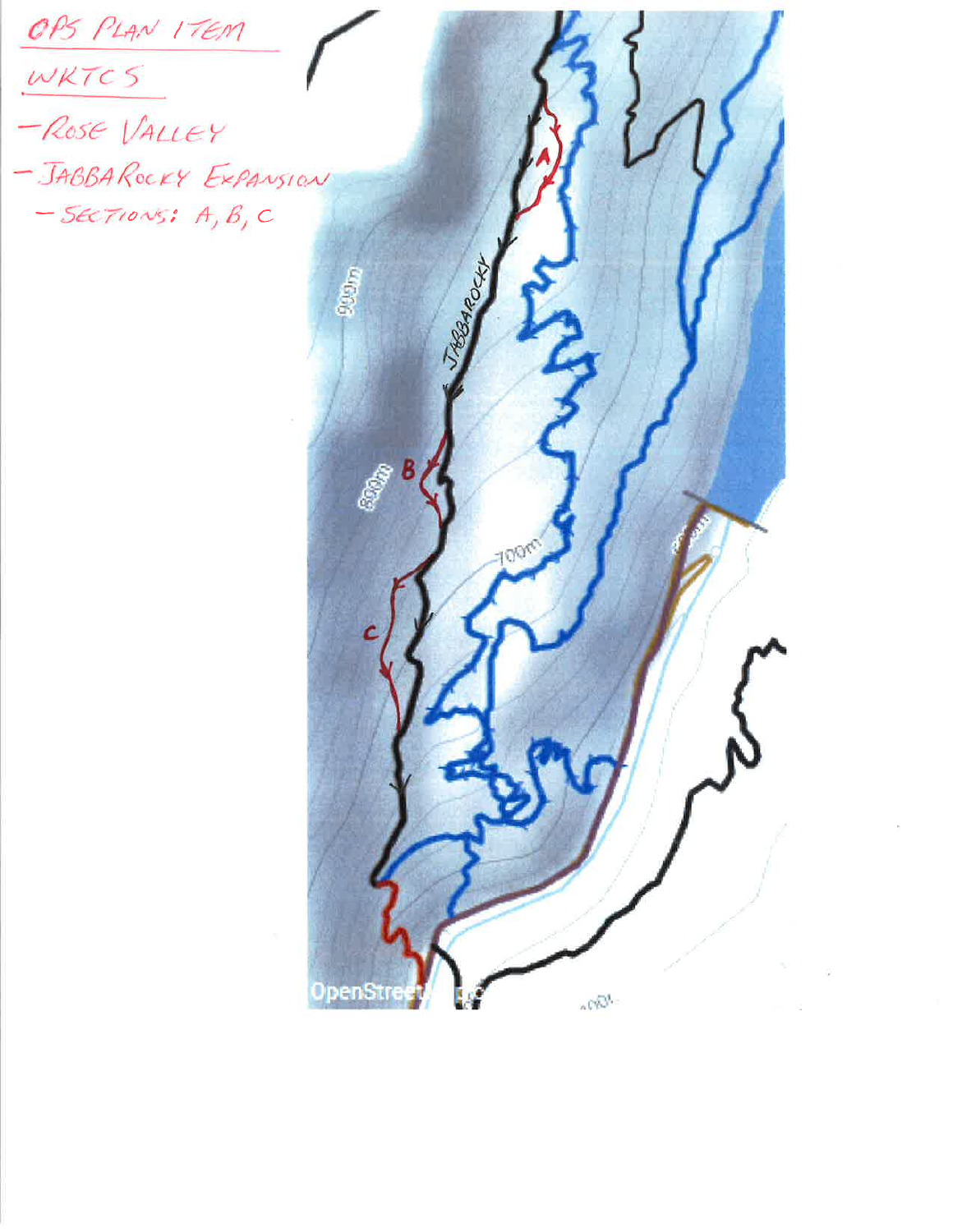OPS PLAN ITEM

WKTCS

- ROSE VALLEY
- JABBAROCKY EXPANSION
  - SECTIONS: A, B, C

JABBAROCKY

A

B

C

900m

800m

700m

OpenStreetMap